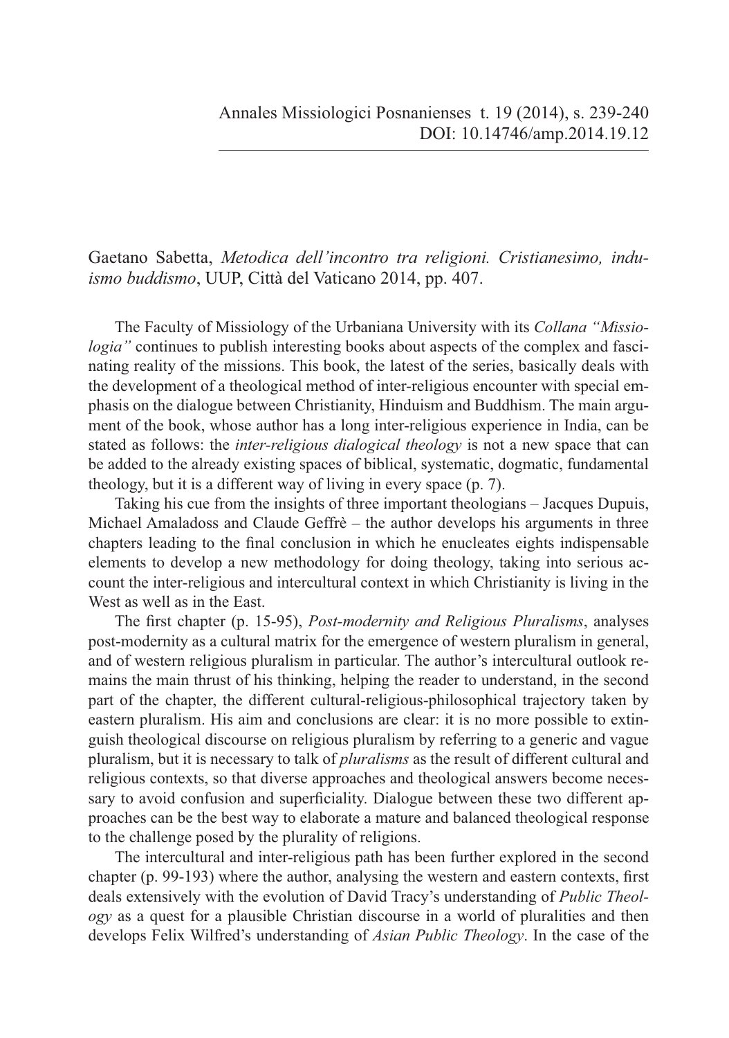Gaetano Sabetta, *Metodica dell'incontro tra religioni. Cristianesimo, induismo buddismo*, UUP, Città del Vaticano 2014, pp. 407.

The Faculty of Missiology of the Urbaniana University with its *Collana "Missiologia"* continues to publish interesting books about aspects of the complex and fascinating reality of the missions. This book, the latest of the series, basically deals with the development of a theological method of inter-religious encounter with special emphasis on the dialogue between Christianity, Hinduism and Buddhism. The main argument of the book, whose author has a long inter-religious experience in India, can be stated as follows: the *inter-religious dialogical theology* is not a new space that can be added to the already existing spaces of biblical, systematic, dogmatic, fundamental theology, but it is a different way of living in every space (p. 7).

Taking his cue from the insights of three important theologians – Jacques Dupuis, Michael Amaladoss and Claude Geffrè – the author develops his arguments in three chapters leading to the final conclusion in which he enucleates eights indispensable elements to develop a new methodology for doing theology, taking into serious account the inter-religious and intercultural context in which Christianity is living in the West as well as in the East.

The first chapter (p. 15-95), *Post-modernity and Religious Pluralisms*, analyses post-modernity as a cultural matrix for the emergence of western pluralism in general, and of western religious pluralism in particular. The author's intercultural outlook remains the main thrust of his thinking, helping the reader to understand, in the second part of the chapter, the different cultural-religious-philosophical trajectory taken by eastern pluralism. His aim and conclusions are clear: it is no more possible to extinguish theological discourse on religious pluralism by referring to a generic and vague pluralism, but it is necessary to talk of *pluralisms* as the result of different cultural and religious contexts, so that diverse approaches and theological answers become necessary to avoid confusion and superficiality. Dialogue between these two different approaches can be the best way to elaborate a mature and balanced theological response to the challenge posed by the plurality of religions.

The intercultural and inter-religious path has been further explored in the second chapter (p. 99-193) where the author, analysing the western and eastern contexts, first deals extensively with the evolution of David Tracy's understanding of *Public Theology* as a quest for a plausible Christian discourse in a world of pluralities and then develops Felix Wilfred's understanding of *Asian Public Theology*. In the case of the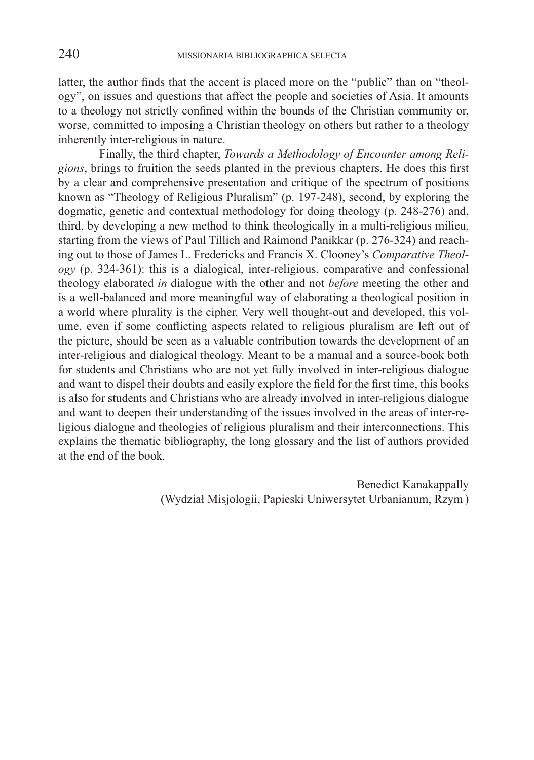latter, the author finds that the accent is placed more on the "public" than on "theology", on issues and questions that affect the people and societies of Asia. It amounts to a theology not strictly confined within the bounds of the Christian community or, worse, committed to imposing a Christian theology on others but rather to a theology inherently inter-religious in nature.

Finally, the third chapter, *Towards a Methodology of Encounter among Religions*, brings to fruition the seeds planted in the previous chapters. He does this first by a clear and comprehensive presentation and critique of the spectrum of positions known as "Theology of Religious Pluralism" (p. 197-248), second, by exploring the dogmatic, genetic and contextual methodology for doing theology (p. 248-276) and, third, by developing a new method to think theologically in a multi-religious milieu, starting from the views of Paul Tillich and Raimond Panikkar (p. 276-324) and reaching out to those of James L. Fredericks and Francis X. Clooney's *Comparative Theology* (p. 324-361): this is a dialogical, inter-religious, comparative and confessional theology elaborated *in* dialogue with the other and not *before* meeting the other and is a well-balanced and more meaningful way of elaborating a theological position in a world where plurality is the cipher. Very well thought-out and developed, this volume, even if some conflicting aspects related to religious pluralism are left out of the picture, should be seen as a valuable contribution towards the development of an inter-religious and dialogical theology. Meant to be a manual and a source-book both for students and Christians who are not yet fully involved in inter-religious dialogue and want to dispel their doubts and easily explore the field for the first time, this books is also for students and Christians who are already involved in inter-religious dialogue and want to deepen their understanding of the issues involved in the areas of inter-religious dialogue and theologies of religious pluralism and their interconnections. This explains the thematic bibliography, the long glossary and the list of authors provided at the end of the book.

Benedict Kanakappally
(Wydział Misjologii, Papieski Uniwersytet Urbanianum, Rzym)